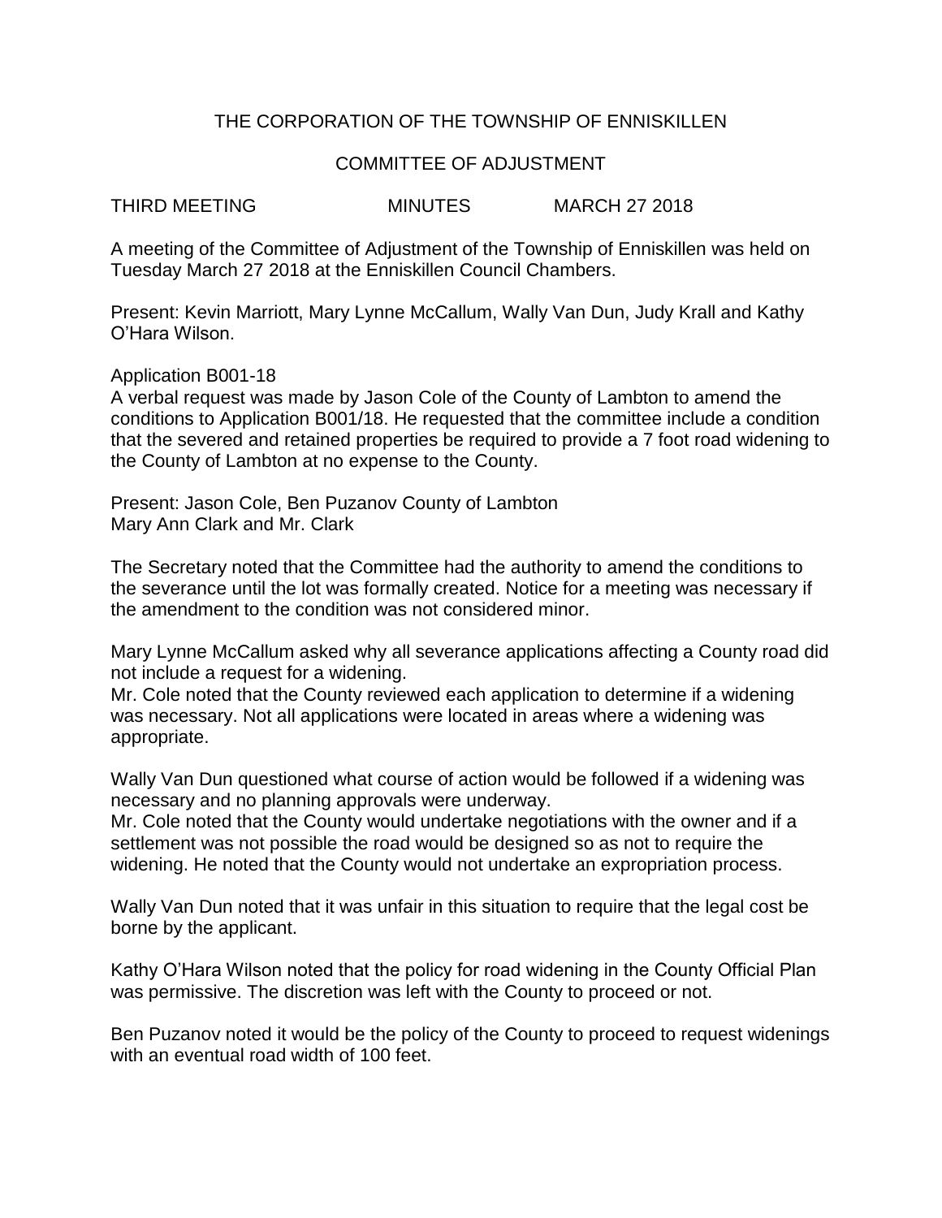# THE CORPORATION OF THE TOWNSHIP OF ENNISKILLEN

## COMMITTEE OF ADJUSTMENT

THIRD MEETING MINUTES MARCH 27 2018

A meeting of the Committee of Adjustment of the Township of Enniskillen was held on Tuesday March 27 2018 at the Enniskillen Council Chambers.

Present: Kevin Marriott, Mary Lynne McCallum, Wally Van Dun, Judy Krall and Kathy O'Hara Wilson.

Application B001-18

A verbal request was made by Jason Cole of the County of Lambton to amend the conditions to Application B001/18. He requested that the committee include a condition that the severed and retained properties be required to provide a 7 foot road widening to the County of Lambton at no expense to the County.

Present: Jason Cole, Ben Puzanov County of Lambton
Mary Ann Clark and Mr. Clark

The Secretary noted that the Committee had the authority to amend the conditions to the severance until the lot was formally created. Notice for a meeting was necessary if the amendment to the condition was not considered minor.

Mary Lynne McCallum asked why all severance applications affecting a County road did not include a request for a widening.

Mr. Cole noted that the County reviewed each application to determine if a widening was necessary. Not all applications were located in areas where a widening was appropriate.

Wally Van Dun questioned what course of action would be followed if a widening was necessary and no planning approvals were underway.

Mr. Cole noted that the County would undertake negotiations with the owner and if a settlement was not possible the road would be designed so as not to require the widening. He noted that the County would not undertake an expropriation process.

Wally Van Dun noted that it was unfair in this situation to require that the legal cost be borne by the applicant.

Kathy O'Hara Wilson noted that the policy for road widening in the County Official Plan was permissive. The discretion was left with the County to proceed or not.

Ben Puzanov noted it would be the policy of the County to proceed to request widenings with an eventual road width of 100 feet.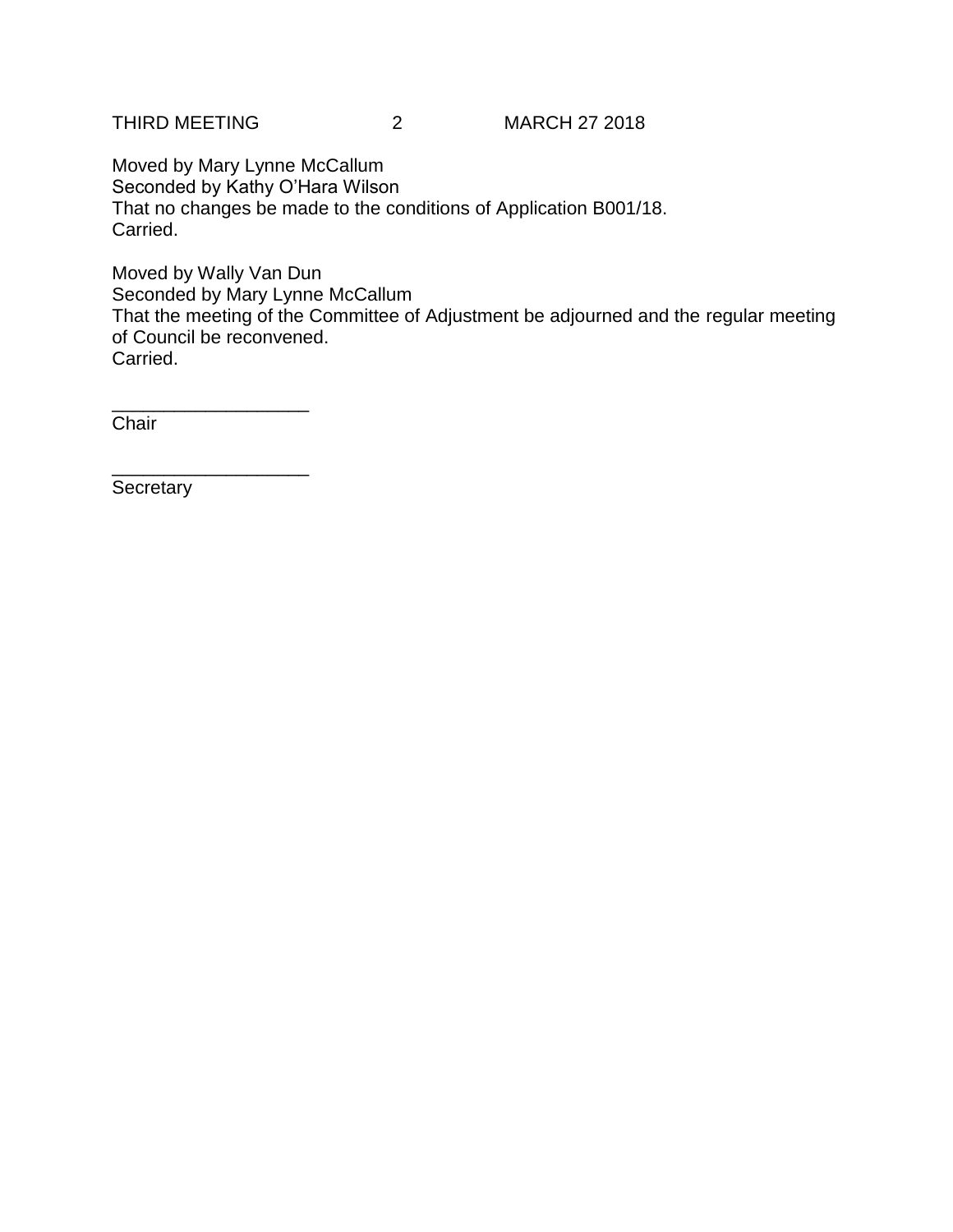Moved by Mary Lynne McCallum
Seconded by Kathy O'Hara Wilson
That no changes be made to the conditions of Application B001/18.
Carried.

Moved by Wally Van Dun
Seconded by Mary Lynne McCallum
That the meeting of the Committee of Adjustment be adjourned and the regular meeting of Council be reconvened.
Carried.

___________________
Chair

___________________
Secretary